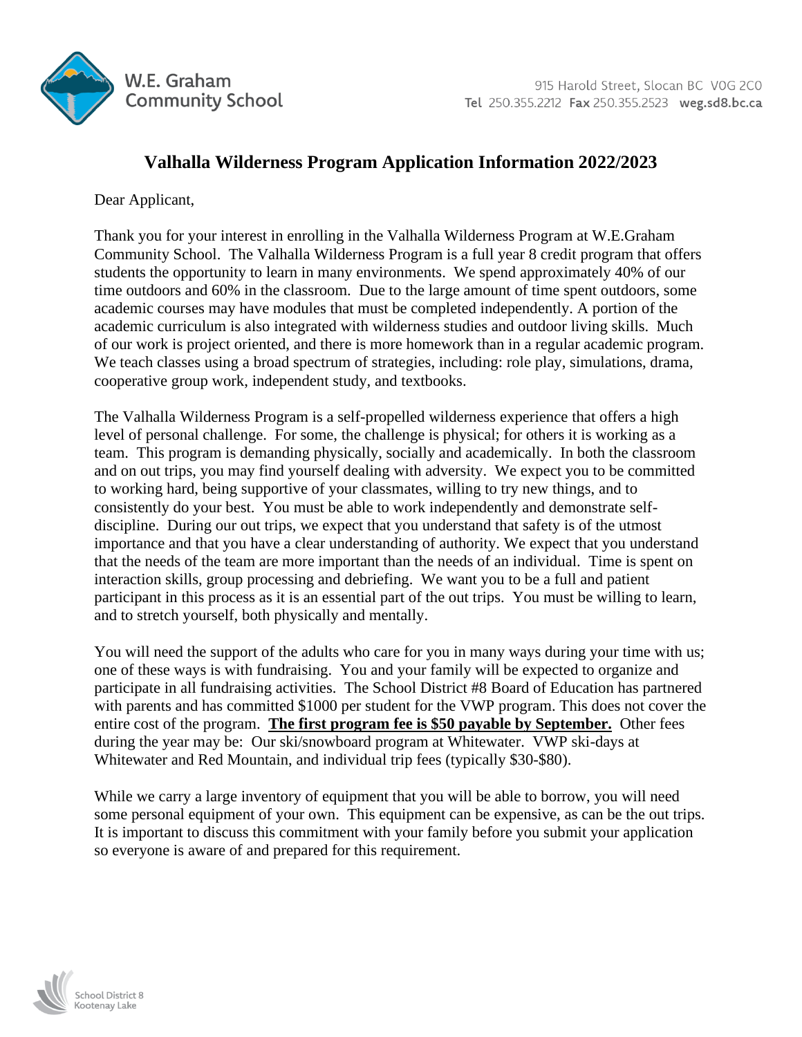W.E. Graham Community School

915 Harold Street, Slocan BC V0G 2C0
**Tel** 250.355.2212 **Fax** 250.355.2523 **weg.sd8.bc.ca**

# Valhalla Wilderness Program Application Information 2022/2023

Dear Applicant,

Thank you for your interest in enrolling in the Valhalla Wilderness Program at W.E.Graham Community School. The Valhalla Wilderness Program is a full year 8 credit program that offers students the opportunity to learn in many environments. We spend approximately 40% of our time outdoors and 60% in the classroom. Due to the large amount of time spent outdoors, some academic courses may have modules that must be completed independently. A portion of the academic curriculum is also integrated with wilderness studies and outdoor living skills. Much of our work is project oriented, and there is more homework than in a regular academic program. We teach classes using a broad spectrum of strategies, including: role play, simulations, drama, cooperative group work, independent study, and textbooks.

The Valhalla Wilderness Program is a self-propelled wilderness experience that offers a high level of personal challenge. For some, the challenge is physical; for others it is working as a team. This program is demanding physically, socially and academically. In both the classroom and on out trips, you may find yourself dealing with adversity. We expect you to be committed to working hard, being supportive of your classmates, willing to try new things, and to consistently do your best. You must be able to work independently and demonstrate self-discipline. During our out trips, we expect that you understand that safety is of the utmost importance and that you have a clear understanding of authority. We expect that you understand that the needs of the team are more important than the needs of an individual. Time is spent on interaction skills, group processing and debriefing. We want you to be a full and patient participant in this process as it is an essential part of the out trips. You must be willing to learn, and to stretch yourself, both physically and mentally.

You will need the support of the adults who care for you in many ways during your time with us; one of these ways is with fundraising. You and your family will be expected to organize and participate in all fundraising activities. The School District #8 Board of Education has partnered with parents and has committed $1000 per student for the VWP program. This does not cover the entire cost of the program. **The first program fee is $50 payable by September.** Other fees during the year may be: Our ski/snowboard program at Whitewater. VWP ski-days at Whitewater and Red Mountain, and individual trip fees (typically $30-$80).

While we carry a large inventory of equipment that you will be able to borrow, you will need some personal equipment of your own. This equipment can be expensive, as can be the out trips. It is important to discuss this commitment with your family before you submit your application so everyone is aware of and prepared for this requirement.

School District 8 Kootenay Lake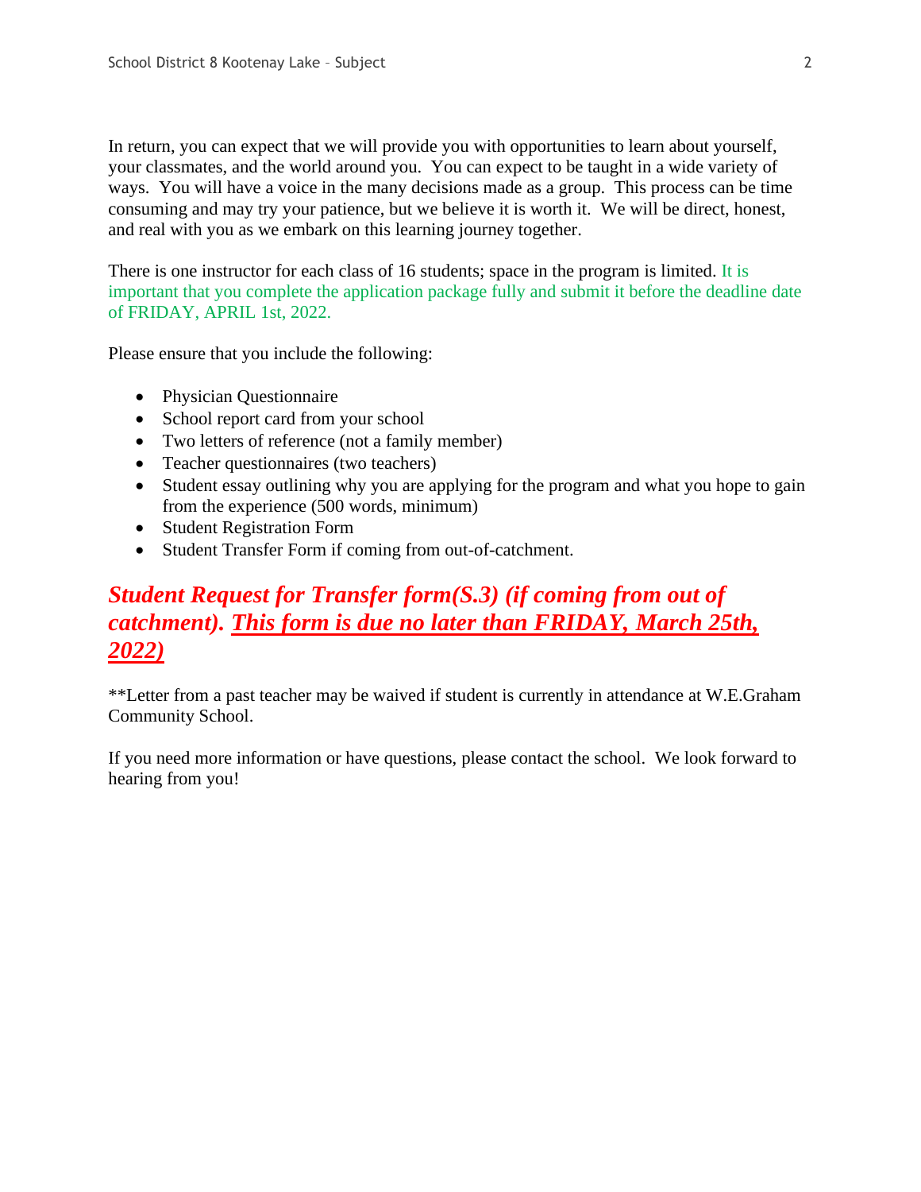In return, you can expect that we will provide you with opportunities to learn about yourself, your classmates, and the world around you. You can expect to be taught in a wide variety of ways. You will have a voice in the many decisions made as a group. This process can be time consuming and may try your patience, but we believe it is worth it. We will be direct, honest, and real with you as we embark on this learning journey together.

There is one instructor for each class of 16 students; space in the program is limited. It is important that you complete the application package fully and submit it before the deadline date of FRIDAY, APRIL 1st, 2022.

Please ensure that you include the following:

- Physician Questionnaire
- School report card from your school
- Two letters of reference (not a family member)
- Teacher questionnaires (two teachers)
- Student essay outlining why you are applying for the program and what you hope to gain from the experience (500 words, minimum)
- Student Registration Form
- Student Transfer Form if coming from out-of-catchment.

## *Student Request for Transfer form(S.3) (if coming from out of catchment). This form is due no later than FRIDAY, March 25th, 2022)*

**Letter from a past teacher may be waived if student is currently in attendance at W.E.Graham Community School.

If you need more information or have questions, please contact the school. We look forward to hearing from you!